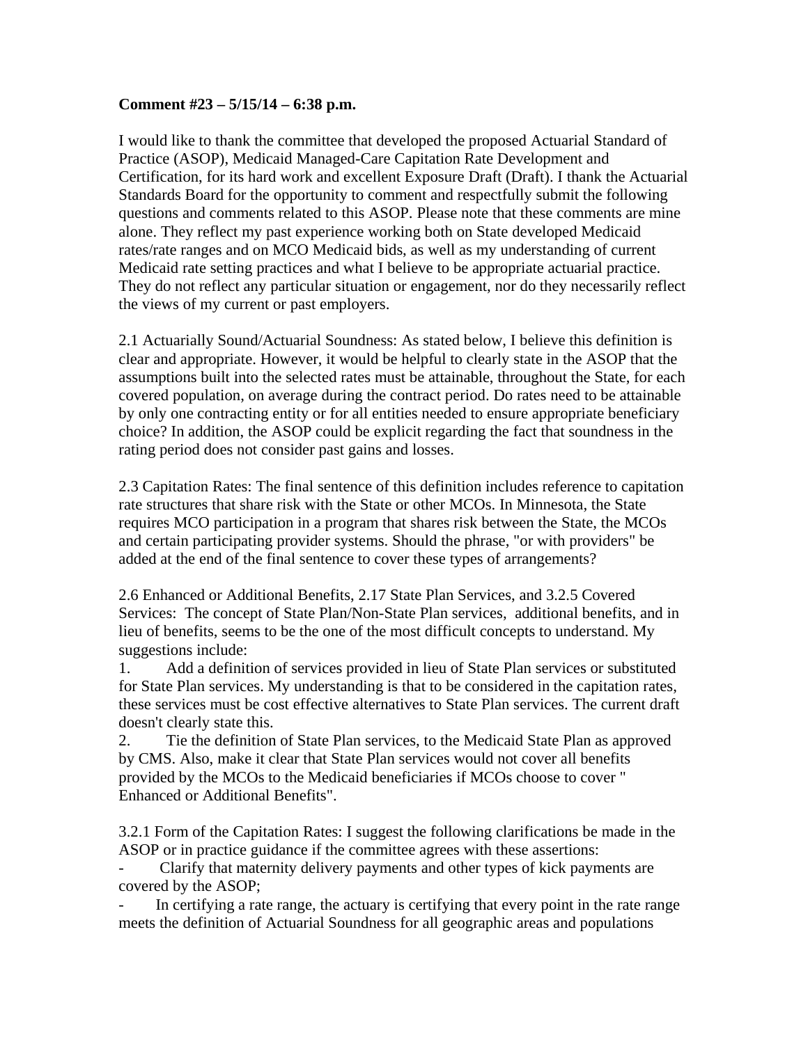**Comment #23 – 5/15/14 – 6:38 p.m.**

I would like to thank the committee that developed the proposed Actuarial Standard of Practice (ASOP), Medicaid Managed-Care Capitation Rate Development and Certification, for its hard work and excellent Exposure Draft (Draft). I thank the Actuarial Standards Board for the opportunity to comment and respectfully submit the following questions and comments related to this ASOP. Please note that these comments are mine alone. They reflect my past experience working both on State developed Medicaid rates/rate ranges and on MCO Medicaid bids, as well as my understanding of current Medicaid rate setting practices and what I believe to be appropriate actuarial practice. They do not reflect any particular situation or engagement, nor do they necessarily reflect the views of my current or past employers.

2.1 Actuarially Sound/Actuarial Soundness: As stated below, I believe this definition is clear and appropriate. However, it would be helpful to clearly state in the ASOP that the assumptions built into the selected rates must be attainable, throughout the State, for each covered population, on average during the contract period. Do rates need to be attainable by only one contracting entity or for all entities needed to ensure appropriate beneficiary choice? In addition, the ASOP could be explicit regarding the fact that soundness in the rating period does not consider past gains and losses.

2.3 Capitation Rates: The final sentence of this definition includes reference to capitation rate structures that share risk with the State or other MCOs. In Minnesota, the State requires MCO participation in a program that shares risk between the State, the MCOs and certain participating provider systems. Should the phrase, "or with providers" be added at the end of the final sentence to cover these types of arrangements?

2.6 Enhanced or Additional Benefits, 2.17 State Plan Services, and 3.2.5 Covered Services: The concept of State Plan/Non-State Plan services, additional benefits, and in lieu of benefits, seems to be the one of the most difficult concepts to understand. My suggestions include:

1. Add a definition of services provided in lieu of State Plan services or substituted for State Plan services. My understanding is that to be considered in the capitation rates, these services must be cost effective alternatives to State Plan services. The current draft doesn't clearly state this.
2. Tie the definition of State Plan services, to the Medicaid State Plan as approved by CMS. Also, make it clear that State Plan services would not cover all benefits provided by the MCOs to the Medicaid beneficiaries if MCOs choose to cover " Enhanced or Additional Benefits".

3.2.1 Form of the Capitation Rates: I suggest the following clarifications be made in the ASOP or in practice guidance if the committee agrees with these assertions:

- Clarify that maternity delivery payments and other types of kick payments are covered by the ASOP;
- In certifying a rate range, the actuary is certifying that every point in the rate range meets the definition of Actuarial Soundness for all geographic areas and populations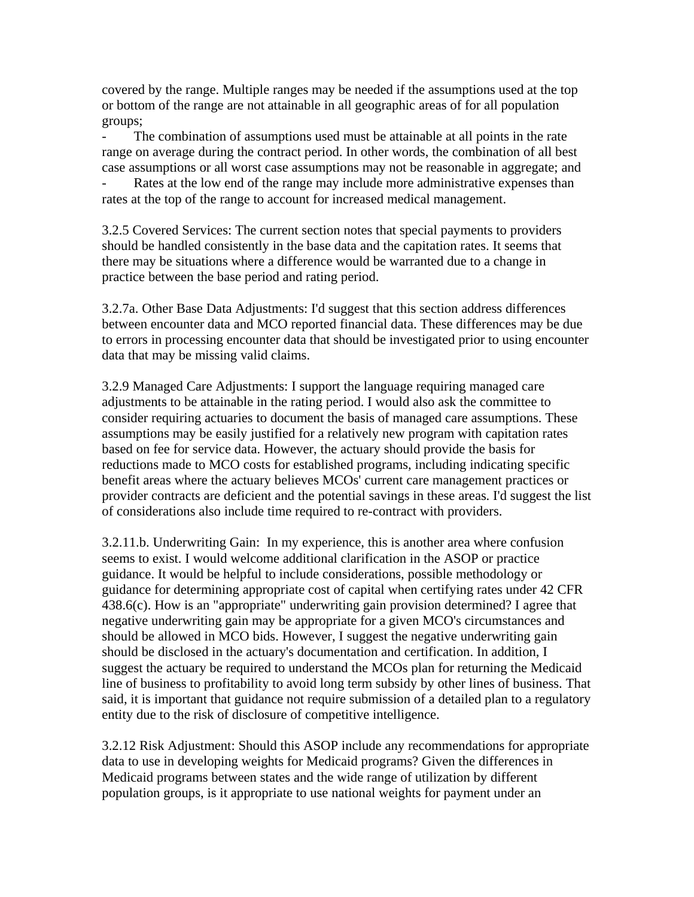covered by the range. Multiple ranges may be needed if the assumptions used at the top or bottom of the range are not attainable in all geographic areas of for all population groups;

- The combination of assumptions used must be attainable at all points in the rate range on average during the contract period. In other words, the combination of all best case assumptions or all worst case assumptions may not be reasonable in aggregate; and
- Rates at the low end of the range may include more administrative expenses than rates at the top of the range to account for increased medical management.

3.2.5 Covered Services: The current section notes that special payments to providers should be handled consistently in the base data and the capitation rates. It seems that there may be situations where a difference would be warranted due to a change in practice between the base period and rating period.

3.2.7a. Other Base Data Adjustments: I'd suggest that this section address differences between encounter data and MCO reported financial data. These differences may be due to errors in processing encounter data that should be investigated prior to using encounter data that may be missing valid claims.

3.2.9 Managed Care Adjustments: I support the language requiring managed care adjustments to be attainable in the rating period. I would also ask the committee to consider requiring actuaries to document the basis of managed care assumptions. These assumptions may be easily justified for a relatively new program with capitation rates based on fee for service data. However, the actuary should provide the basis for reductions made to MCO costs for established programs, including indicating specific benefit areas where the actuary believes MCOs' current care management practices or provider contracts are deficient and the potential savings in these areas. I'd suggest the list of considerations also include time required to re-contract with providers.

3.2.11.b. Underwriting Gain: In my experience, this is another area where confusion seems to exist. I would welcome additional clarification in the ASOP or practice guidance. It would be helpful to include considerations, possible methodology or guidance for determining appropriate cost of capital when certifying rates under 42 CFR 438.6(c). How is an "appropriate" underwriting gain provision determined? I agree that negative underwriting gain may be appropriate for a given MCO's circumstances and should be allowed in MCO bids. However, I suggest the negative underwriting gain should be disclosed in the actuary's documentation and certification. In addition, I suggest the actuary be required to understand the MCOs plan for returning the Medicaid line of business to profitability to avoid long term subsidy by other lines of business. That said, it is important that guidance not require submission of a detailed plan to a regulatory entity due to the risk of disclosure of competitive intelligence.

3.2.12 Risk Adjustment: Should this ASOP include any recommendations for appropriate data to use in developing weights for Medicaid programs? Given the differences in Medicaid programs between states and the wide range of utilization by different population groups, is it appropriate to use national weights for payment under an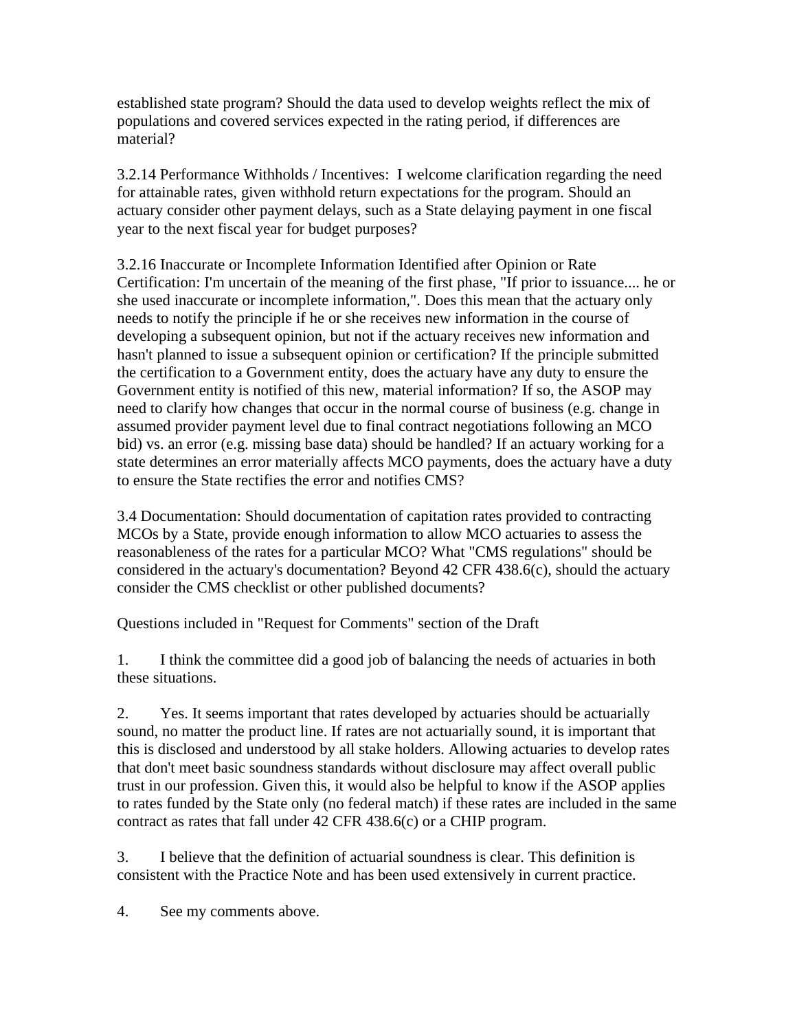established state program? Should the data used to develop weights reflect the mix of populations and covered services expected in the rating period, if differences are material?

3.2.14 Performance Withholds / Incentives: I welcome clarification regarding the need for attainable rates, given withhold return expectations for the program. Should an actuary consider other payment delays, such as a State delaying payment in one fiscal year to the next fiscal year for budget purposes?

3.2.16 Inaccurate or Incomplete Information Identified after Opinion or Rate Certification: I'm uncertain of the meaning of the first phase, "If prior to issuance.... he or she used inaccurate or incomplete information,". Does this mean that the actuary only needs to notify the principle if he or she receives new information in the course of developing a subsequent opinion, but not if the actuary receives new information and hasn't planned to issue a subsequent opinion or certification? If the principle submitted the certification to a Government entity, does the actuary have any duty to ensure the Government entity is notified of this new, material information? If so, the ASOP may need to clarify how changes that occur in the normal course of business (e.g. change in assumed provider payment level due to final contract negotiations following an MCO bid) vs. an error (e.g. missing base data) should be handled? If an actuary working for a state determines an error materially affects MCO payments, does the actuary have a duty to ensure the State rectifies the error and notifies CMS?

3.4 Documentation: Should documentation of capitation rates provided to contracting MCOs by a State, provide enough information to allow MCO actuaries to assess the reasonableness of the rates for a particular MCO? What "CMS regulations" should be considered in the actuary's documentation? Beyond 42 CFR 438.6(c), should the actuary consider the CMS checklist or other published documents?

Questions included in "Request for Comments" section of the Draft

1. I think the committee did a good job of balancing the needs of actuaries in both these situations.

2. Yes. It seems important that rates developed by actuaries should be actuarially sound, no matter the product line. If rates are not actuarially sound, it is important that this is disclosed and understood by all stake holders. Allowing actuaries to develop rates that don't meet basic soundness standards without disclosure may affect overall public trust in our profession. Given this, it would also be helpful to know if the ASOP applies to rates funded by the State only (no federal match) if these rates are included in the same contract as rates that fall under 42 CFR 438.6(c) or a CHIP program.

3. I believe that the definition of actuarial soundness is clear. This definition is consistent with the Practice Note and has been used extensively in current practice.

4. See my comments above.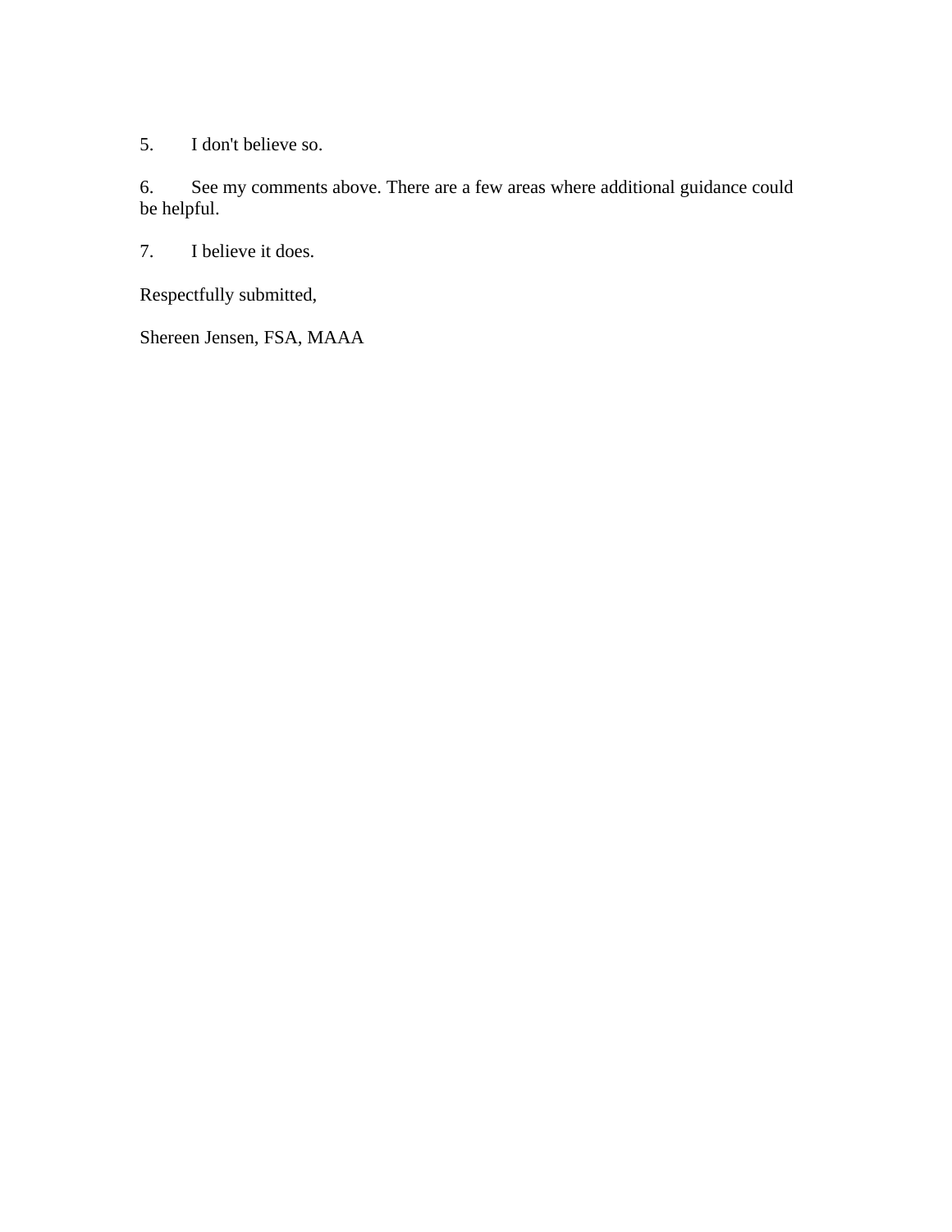5. I don't believe so.

6. See my comments above. There are a few areas where additional guidance could be helpful.

7. I believe it does.

Respectfully submitted,

Shereen Jensen, FSA, MAAA